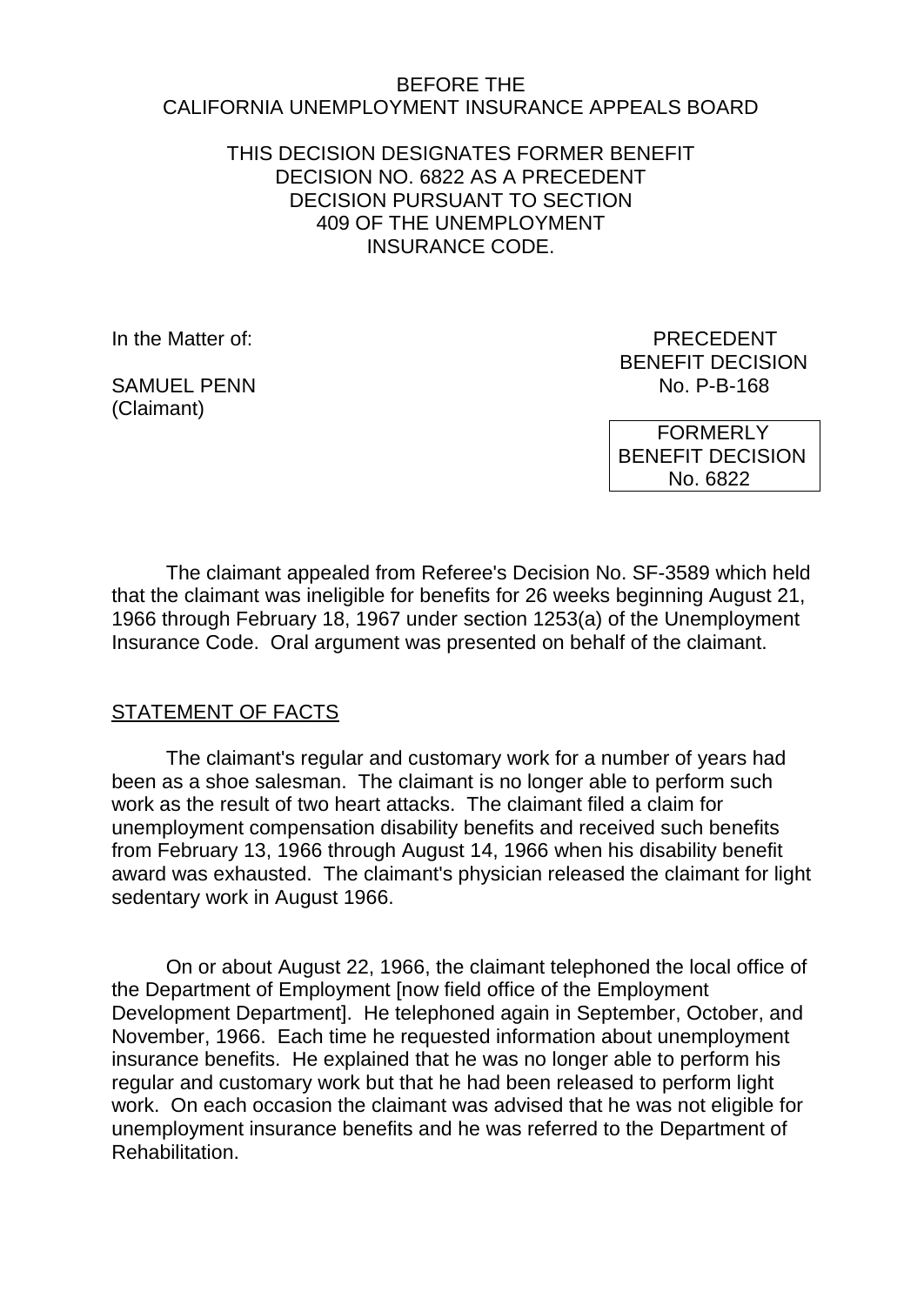BEFORE THE
CALIFORNIA UNEMPLOYMENT INSURANCE APPEALS BOARD

THIS DECISION DESIGNATES FORMER BENEFIT DECISION NO. 6822 AS A PRECEDENT DECISION PURSUANT TO SECTION 409 OF THE UNEMPLOYMENT INSURANCE CODE.

In the Matter of:

SAMUEL PENN
(Claimant)

PRECEDENT
BENEFIT DECISION
No. P-B-168

FORMERLY
BENEFIT DECISION
No. 6822

The claimant appealed from Referee's Decision No. SF-3589 which held that the claimant was ineligible for benefits for 26 weeks beginning August 21, 1966 through February 18, 1967 under section 1253(a) of the Unemployment Insurance Code. Oral argument was presented on behalf of the claimant.

## STATEMENT OF FACTS

The claimant's regular and customary work for a number of years had been as a shoe salesman. The claimant is no longer able to perform such work as the result of two heart attacks. The claimant filed a claim for unemployment compensation disability benefits and received such benefits from February 13, 1966 through August 14, 1966 when his disability benefit award was exhausted. The claimant's physician released the claimant for light sedentary work in August 1966.

On or about August 22, 1966, the claimant telephoned the local office of the Department of Employment [now field office of the Employment Development Department]. He telephoned again in September, October, and November, 1966. Each time he requested information about unemployment insurance benefits. He explained that he was no longer able to perform his regular and customary work but that he had been released to perform light work. On each occasion the claimant was advised that he was not eligible for unemployment insurance benefits and he was referred to the Department of Rehabilitation.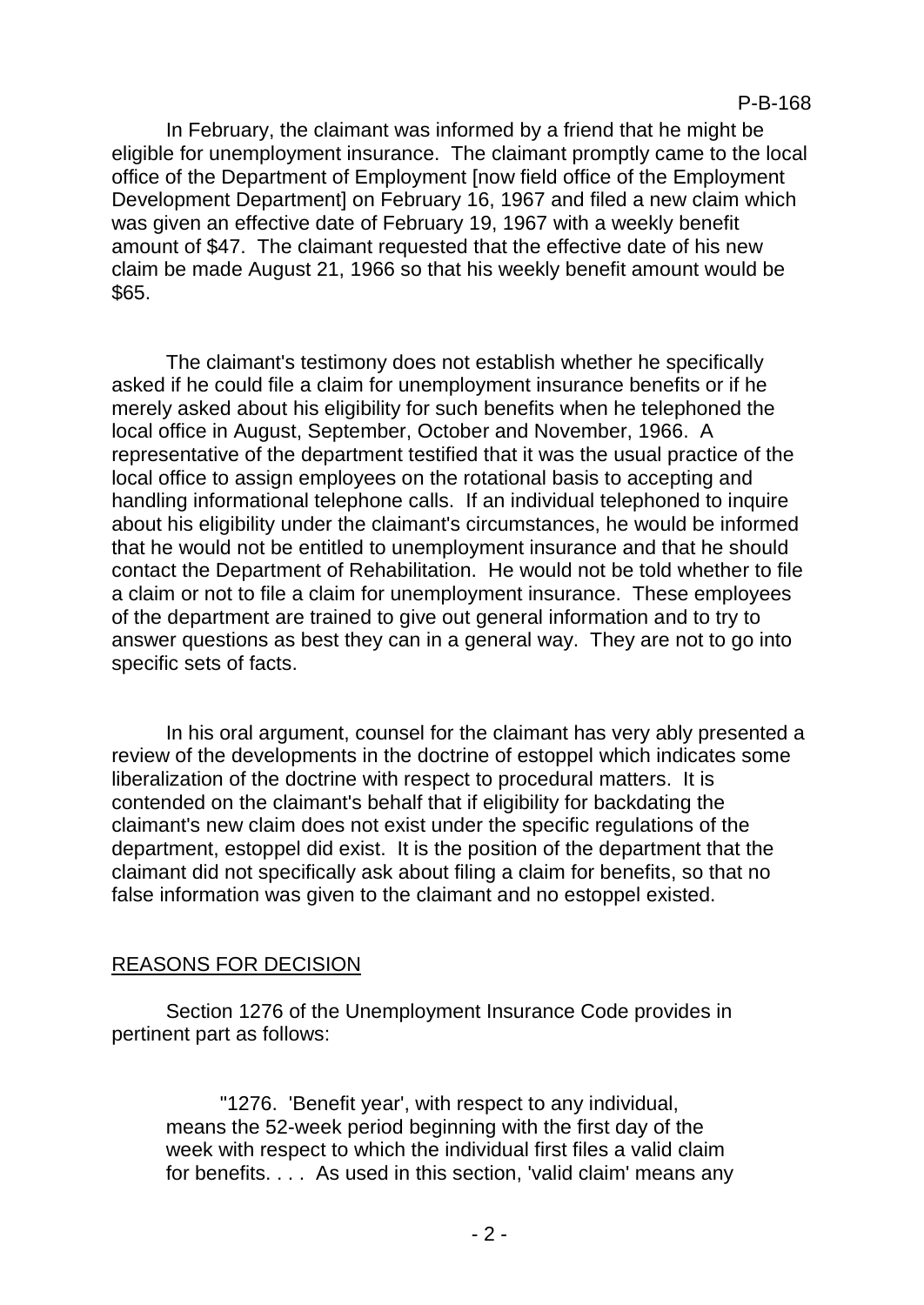In February, the claimant was informed by a friend that he might be eligible for unemployment insurance. The claimant promptly came to the local office of the Department of Employment [now field office of the Employment Development Department] on February 16, 1967 and filed a new claim which was given an effective date of February 19, 1967 with a weekly benefit amount of $47. The claimant requested that the effective date of his new claim be made August 21, 1966 so that his weekly benefit amount would be $65.

The claimant's testimony does not establish whether he specifically asked if he could file a claim for unemployment insurance benefits or if he merely asked about his eligibility for such benefits when he telephoned the local office in August, September, October and November, 1966. A representative of the department testified that it was the usual practice of the local office to assign employees on the rotational basis to accepting and handling informational telephone calls. If an individual telephoned to inquire about his eligibility under the claimant's circumstances, he would be informed that he would not be entitled to unemployment insurance and that he should contact the Department of Rehabilitation. He would not be told whether to file a claim or not to file a claim for unemployment insurance. These employees of the department are trained to give out general information and to try to answer questions as best they can in a general way. They are not to go into specific sets of facts.

In his oral argument, counsel for the claimant has very ably presented a review of the developments in the doctrine of estoppel which indicates some liberalization of the doctrine with respect to procedural matters. It is contended on the claimant's behalf that if eligibility for backdating the claimant's new claim does not exist under the specific regulations of the department, estoppel did exist. It is the position of the department that the claimant did not specifically ask about filing a claim for benefits, so that no false information was given to the claimant and no estoppel existed.

## REASONS FOR DECISION

Section 1276 of the Unemployment Insurance Code provides in pertinent part as follows:

> "1276. 'Benefit year', with respect to any individual, means the 52-week period beginning with the first day of the week with respect to which the individual first files a valid claim for benefits. . . . As used in this section, 'valid claim' means any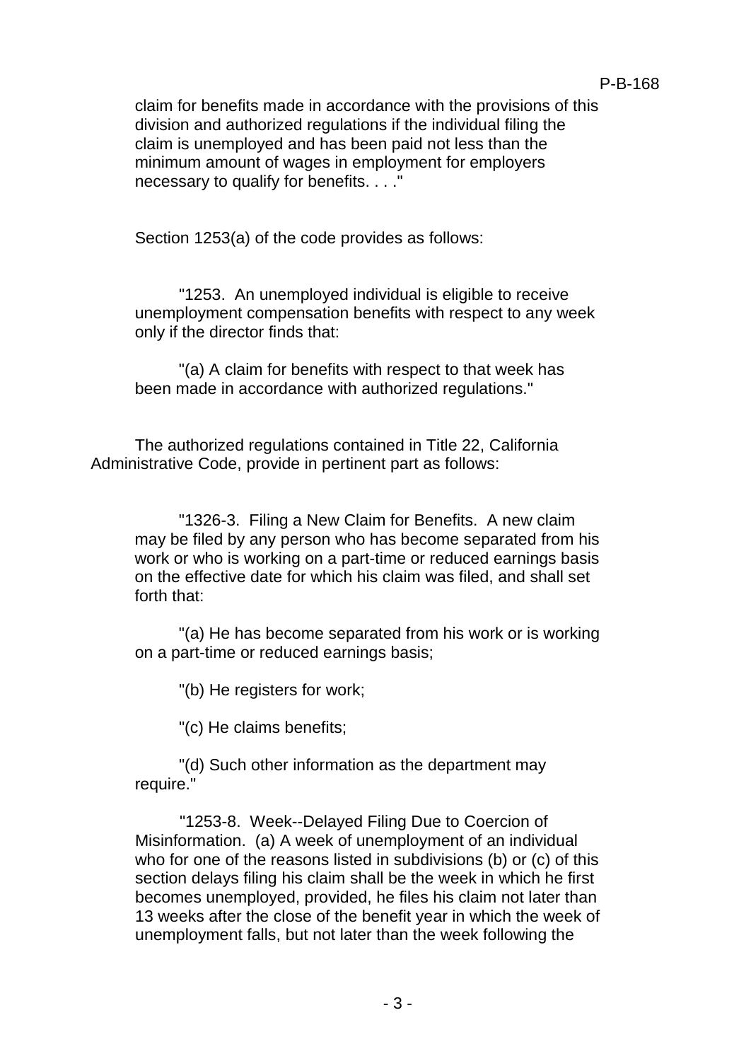claim for benefits made in accordance with the provisions of this division and authorized regulations if the individual filing the claim is unemployed and has been paid not less than the minimum amount of wages in employment for employers necessary to qualify for benefits. . . ."

Section 1253(a) of the code provides as follows:

> "1253. An unemployed individual is eligible to receive unemployment compensation benefits with respect to any week only if the director finds that:
>
> "(a) A claim for benefits with respect to that week has been made in accordance with authorized regulations."

The authorized regulations contained in Title 22, California Administrative Code, provide in pertinent part as follows:

> "1326-3. Filing a New Claim for Benefits. A new claim may be filed by any person who has become separated from his work or who is working on a part-time or reduced earnings basis on the effective date for which his claim was filed, and shall set forth that:
>
> "(a) He has become separated from his work or is working on a part-time or reduced earnings basis;
>
> "(b) He registers for work;
>
> "(c) He claims benefits;
>
> "(d) Such other information as the department may require."
>
> "1253-8. Week--Delayed Filing Due to Coercion of Misinformation. (a) A week of unemployment of an individual who for one of the reasons listed in subdivisions (b) or (c) of this section delays filing his claim shall be the week in which he first becomes unemployed, provided, he files his claim not later than 13 weeks after the close of the benefit year in which the week of unemployment falls, but not later than the week following the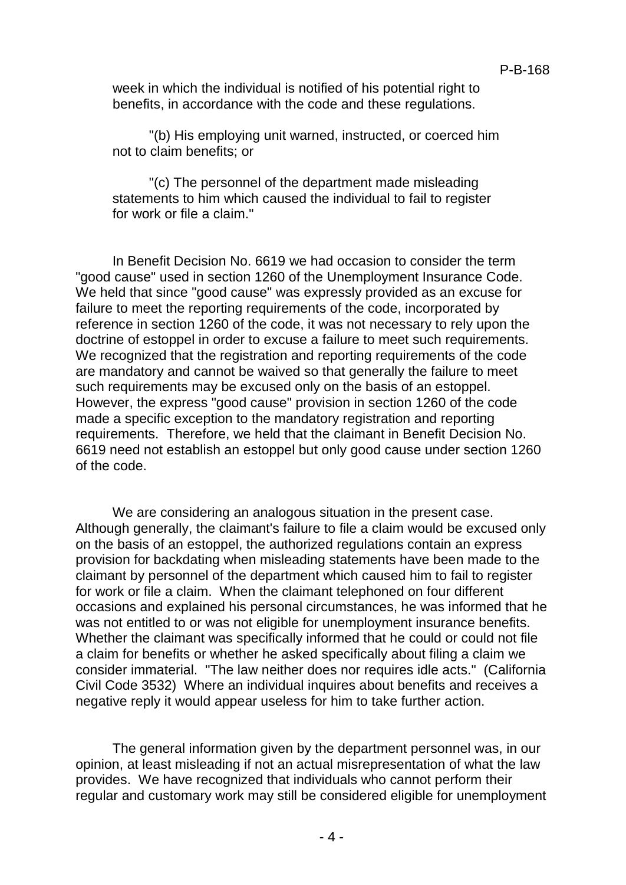week in which the individual is notified of his potential right to benefits, in accordance with the code and these regulations.

"(b) His employing unit warned, instructed, or coerced him not to claim benefits; or

"(c) The personnel of the department made misleading statements to him which caused the individual to fail to register for work or file a claim."

In Benefit Decision No. 6619 we had occasion to consider the term "good cause" used in section 1260 of the Unemployment Insurance Code. We held that since "good cause" was expressly provided as an excuse for failure to meet the reporting requirements of the code, incorporated by reference in section 1260 of the code, it was not necessary to rely upon the doctrine of estoppel in order to excuse a failure to meet such requirements. We recognized that the registration and reporting requirements of the code are mandatory and cannot be waived so that generally the failure to meet such requirements may be excused only on the basis of an estoppel. However, the express "good cause" provision in section 1260 of the code made a specific exception to the mandatory registration and reporting requirements. Therefore, we held that the claimant in Benefit Decision No. 6619 need not establish an estoppel but only good cause under section 1260 of the code.

We are considering an analogous situation in the present case. Although generally, the claimant's failure to file a claim would be excused only on the basis of an estoppel, the authorized regulations contain an express provision for backdating when misleading statements have been made to the claimant by personnel of the department which caused him to fail to register for work or file a claim. When the claimant telephoned on four different occasions and explained his personal circumstances, he was informed that he was not entitled to or was not eligible for unemployment insurance benefits. Whether the claimant was specifically informed that he could or could not file a claim for benefits or whether he asked specifically about filing a claim we consider immaterial. "The law neither does nor requires idle acts." (California Civil Code 3532) Where an individual inquires about benefits and receives a negative reply it would appear useless for him to take further action.

The general information given by the department personnel was, in our opinion, at least misleading if not an actual misrepresentation of what the law provides. We have recognized that individuals who cannot perform their regular and customary work may still be considered eligible for unemployment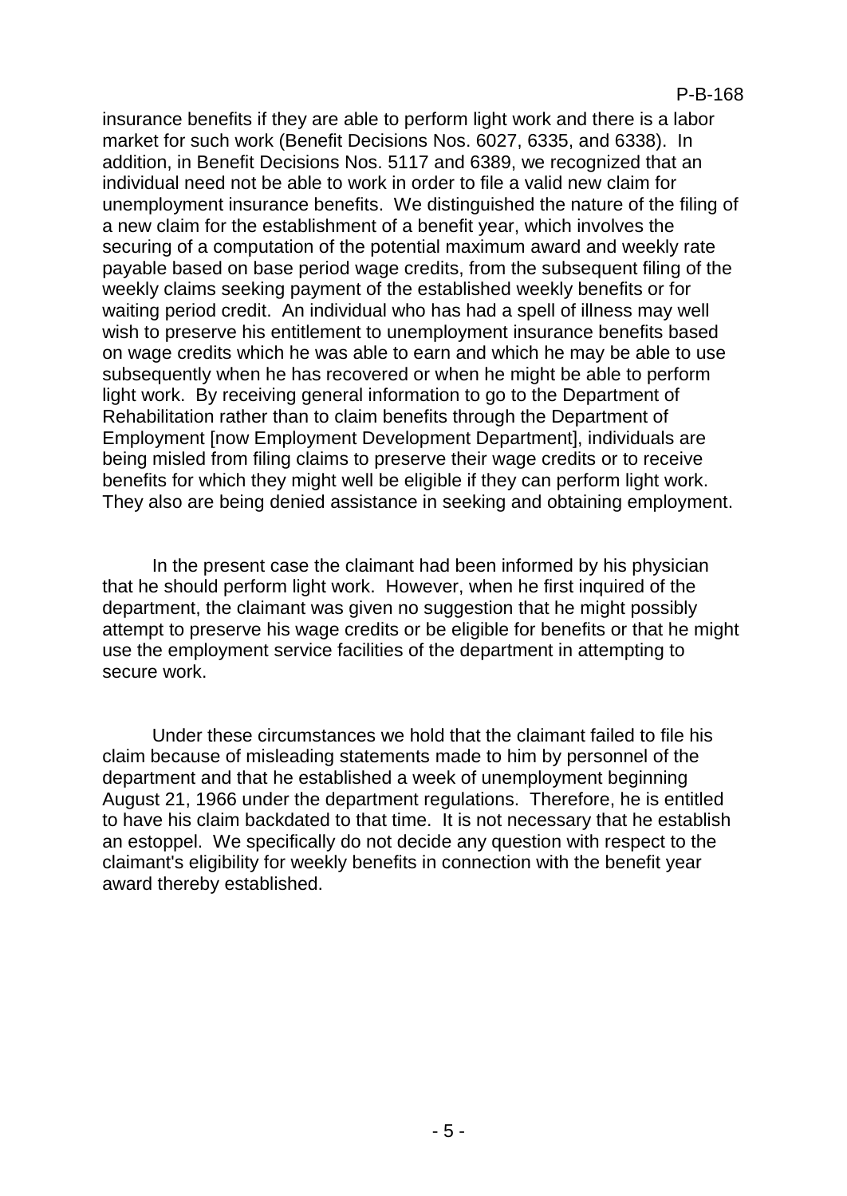insurance benefits if they are able to perform light work and there is a labor market for such work (Benefit Decisions Nos. 6027, 6335, and 6338). In addition, in Benefit Decisions Nos. 5117 and 6389, we recognized that an individual need not be able to work in order to file a valid new claim for unemployment insurance benefits. We distinguished the nature of the filing of a new claim for the establishment of a benefit year, which involves the securing of a computation of the potential maximum award and weekly rate payable based on base period wage credits, from the subsequent filing of the weekly claims seeking payment of the established weekly benefits or for waiting period credit. An individual who has had a spell of illness may well wish to preserve his entitlement to unemployment insurance benefits based on wage credits which he was able to earn and which he may be able to use subsequently when he has recovered or when he might be able to perform light work. By receiving general information to go to the Department of Rehabilitation rather than to claim benefits through the Department of Employment [now Employment Development Department], individuals are being misled from filing claims to preserve their wage credits or to receive benefits for which they might well be eligible if they can perform light work. They also are being denied assistance in seeking and obtaining employment.

In the present case the claimant had been informed by his physician that he should perform light work. However, when he first inquired of the department, the claimant was given no suggestion that he might possibly attempt to preserve his wage credits or be eligible for benefits or that he might use the employment service facilities of the department in attempting to secure work.

Under these circumstances we hold that the claimant failed to file his claim because of misleading statements made to him by personnel of the department and that he established a week of unemployment beginning August 21, 1966 under the department regulations. Therefore, he is entitled to have his claim backdated to that time. It is not necessary that he establish an estoppel. We specifically do not decide any question with respect to the claimant's eligibility for weekly benefits in connection with the benefit year award thereby established.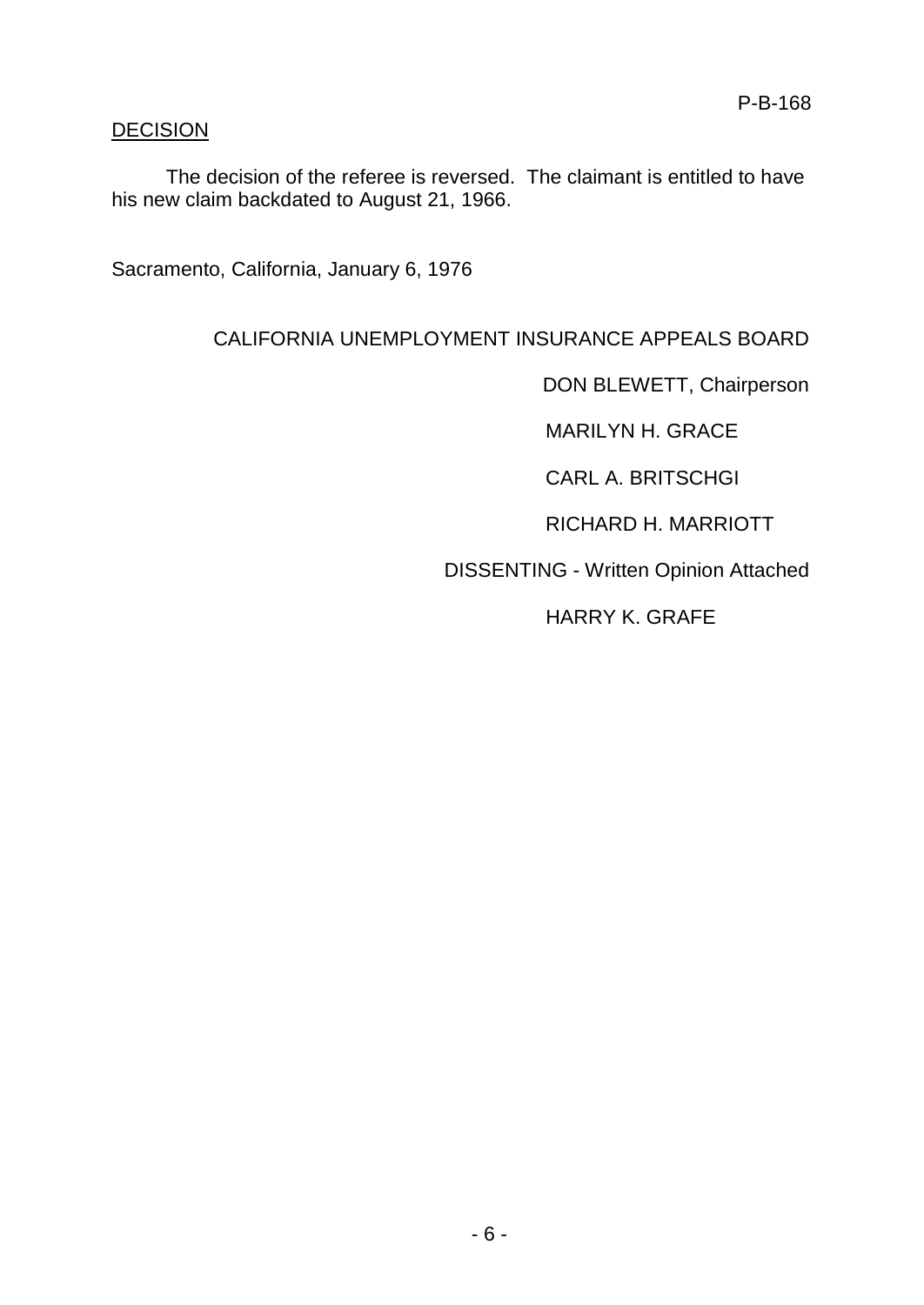## DECISION

The decision of the referee is reversed. The claimant is entitled to have his new claim backdated to August 21, 1966.

Sacramento, California, January 6, 1976

CALIFORNIA UNEMPLOYMENT INSURANCE APPEALS BOARD

DON BLEWETT, Chairperson

MARILYN H. GRACE

CARL A. BRITSCHGI

RICHARD H. MARRIOTT

DISSENTING - Written Opinion Attached

HARRY K. GRAFE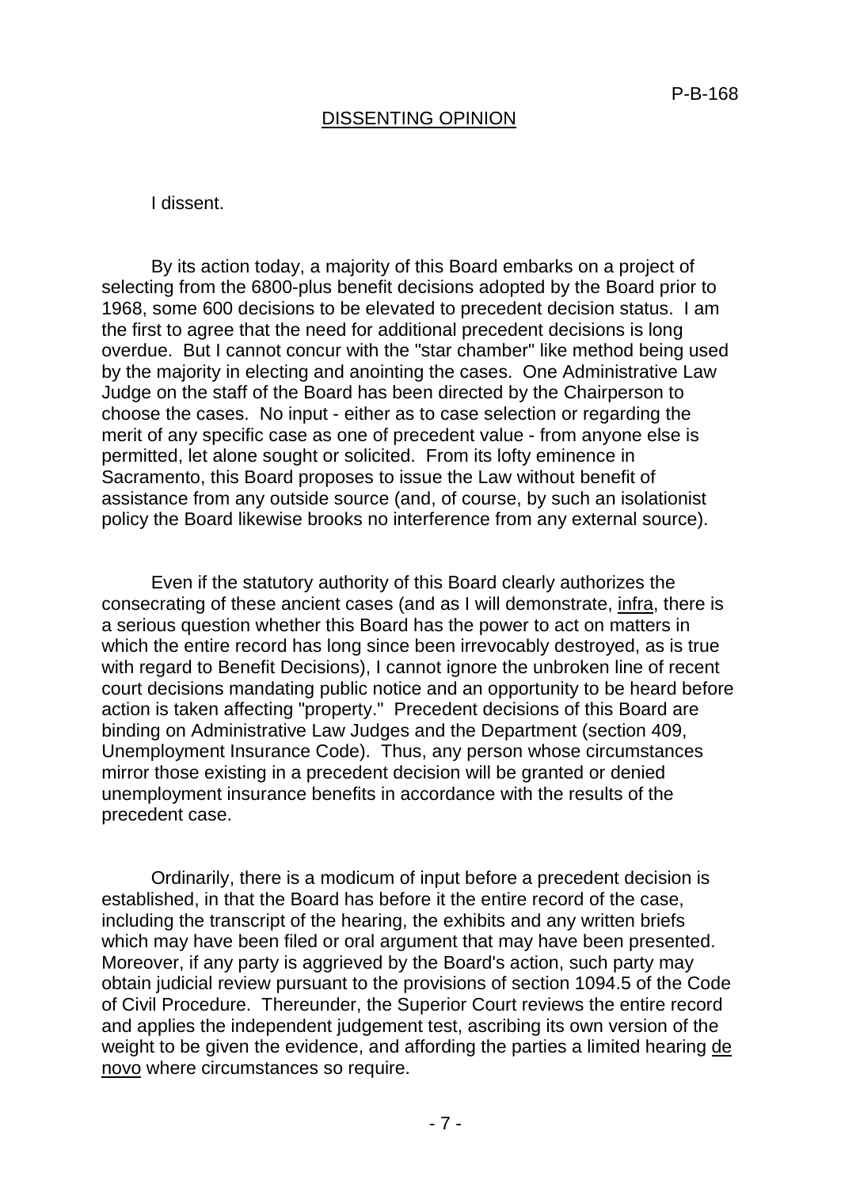P-B-168

## DISSENTING OPINION

I dissent.

By its action today, a majority of this Board embarks on a project of selecting from the 6800-plus benefit decisions adopted by the Board prior to 1968, some 600 decisions to be elevated to precedent decision status. I am the first to agree that the need for additional precedent decisions is long overdue. But I cannot concur with the "star chamber" like method being used by the majority in electing and anointing the cases. One Administrative Law Judge on the staff of the Board has been directed by the Chairperson to choose the cases. No input - either as to case selection or regarding the merit of any specific case as one of precedent value - from anyone else is permitted, let alone sought or solicited. From its lofty eminence in Sacramento, this Board proposes to issue the Law without benefit of assistance from any outside source (and, of course, by such an isolationist policy the Board likewise brooks no interference from any external source).

Even if the statutory authority of this Board clearly authorizes the consecrating of these ancient cases (and as I will demonstrate, _infra_, there is a serious question whether this Board has the power to act on matters in which the entire record has long since been irrevocably destroyed, as is true with regard to Benefit Decisions), I cannot ignore the unbroken line of recent court decisions mandating public notice and an opportunity to be heard before action is taken affecting "property." Precedent decisions of this Board are binding on Administrative Law Judges and the Department (section 409, Unemployment Insurance Code). Thus, any person whose circumstances mirror those existing in a precedent decision will be granted or denied unemployment insurance benefits in accordance with the results of the precedent case.

Ordinarily, there is a modicum of input before a precedent decision is established, in that the Board has before it the entire record of the case, including the transcript of the hearing, the exhibits and any written briefs which may have been filed or oral argument that may have been presented. Moreover, if any party is aggrieved by the Board's action, such party may obtain judicial review pursuant to the provisions of section 1094.5 of the Code of Civil Procedure. Thereunder, the Superior Court reviews the entire record and applies the independent judgement test, ascribing its own version of the weight to be given the evidence, and affording the parties a limited hearing _de novo_ where circumstances so require.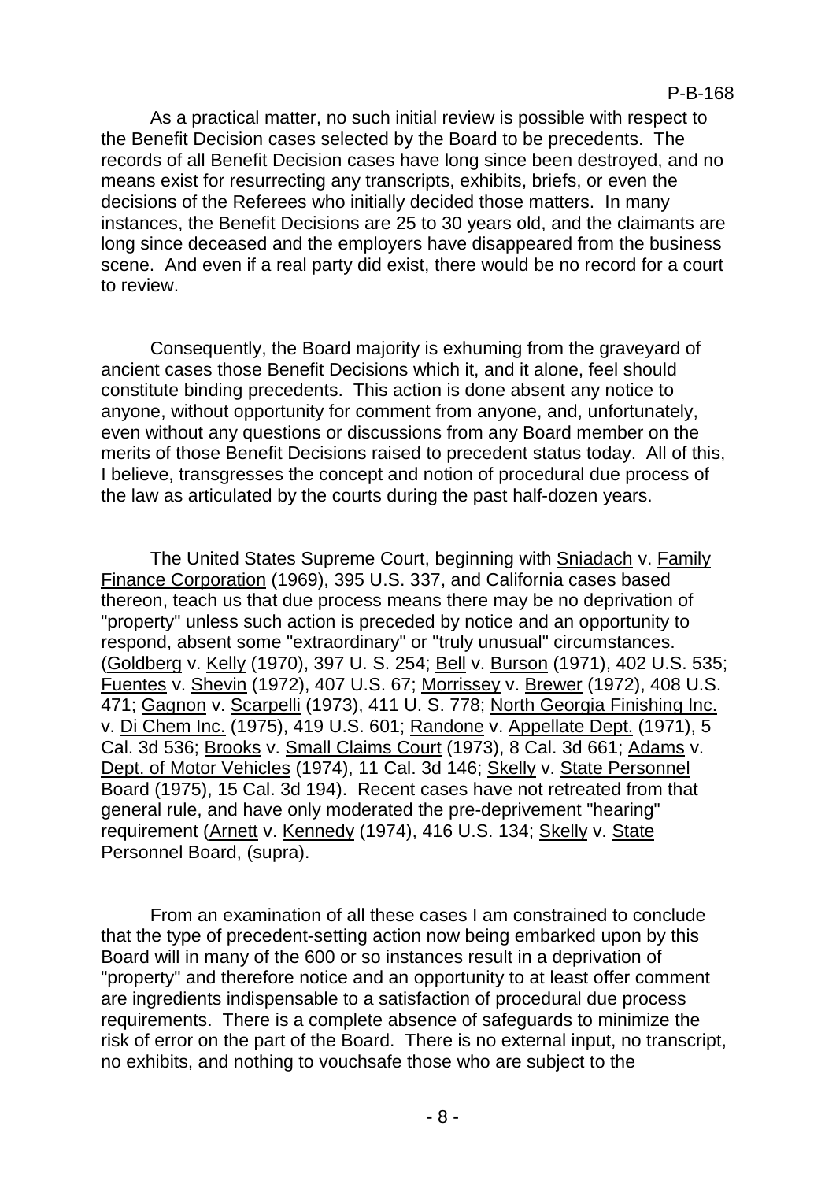As a practical matter, no such initial review is possible with respect to the Benefit Decision cases selected by the Board to be precedents. The records of all Benefit Decision cases have long since been destroyed, and no means exist for resurrecting any transcripts, exhibits, briefs, or even the decisions of the Referees who initially decided those matters. In many instances, the Benefit Decisions are 25 to 30 years old, and the claimants are long since deceased and the employers have disappeared from the business scene. And even if a real party did exist, there would be no record for a court to review.

Consequently, the Board majority is exhuming from the graveyard of ancient cases those Benefit Decisions which it, and it alone, feel should constitute binding precedents. This action is done absent any notice to anyone, without opportunity for comment from anyone, and, unfortunately, even without any questions or discussions from any Board member on the merits of those Benefit Decisions raised to precedent status today. All of this, I believe, transgresses the concept and notion of procedural due process of the law as articulated by the courts during the past half-dozen years.

The United States Supreme Court, beginning with Sniadach v. Family Finance Corporation (1969), 395 U.S. 337, and California cases based thereon, teach us that due process means there may be no deprivation of "property" unless such action is preceded by notice and an opportunity to respond, absent some "extraordinary" or "truly unusual" circumstances. (Goldberg v. Kelly (1970), 397 U. S. 254; Bell v. Burson (1971), 402 U.S. 535; Fuentes v. Shevin (1972), 407 U.S. 67; Morrissey v. Brewer (1972), 408 U.S. 471; Gagnon v. Scarpelli (1973), 411 U. S. 778; North Georgia Finishing Inc. v. Di Chem Inc. (1975), 419 U.S. 601; Randone v. Appellate Dept. (1971), 5 Cal. 3d 536; Brooks v. Small Claims Court (1973), 8 Cal. 3d 661; Adams v. Dept. of Motor Vehicles (1974), 11 Cal. 3d 146; Skelly v. State Personnel Board (1975), 15 Cal. 3d 194). Recent cases have not retreated from that general rule, and have only moderated the pre-deprivement "hearing" requirement (Arnett v. Kennedy (1974), 416 U.S. 134; Skelly v. State Personnel Board, (supra).

From an examination of all these cases I am constrained to conclude that the type of precedent-setting action now being embarked upon by this Board will in many of the 600 or so instances result in a deprivation of "property" and therefore notice and an opportunity to at least offer comment are ingredients indispensable to a satisfaction of procedural due process requirements. There is a complete absence of safeguards to minimize the risk of error on the part of the Board. There is no external input, no transcript, no exhibits, and nothing to vouchsafe those who are subject to the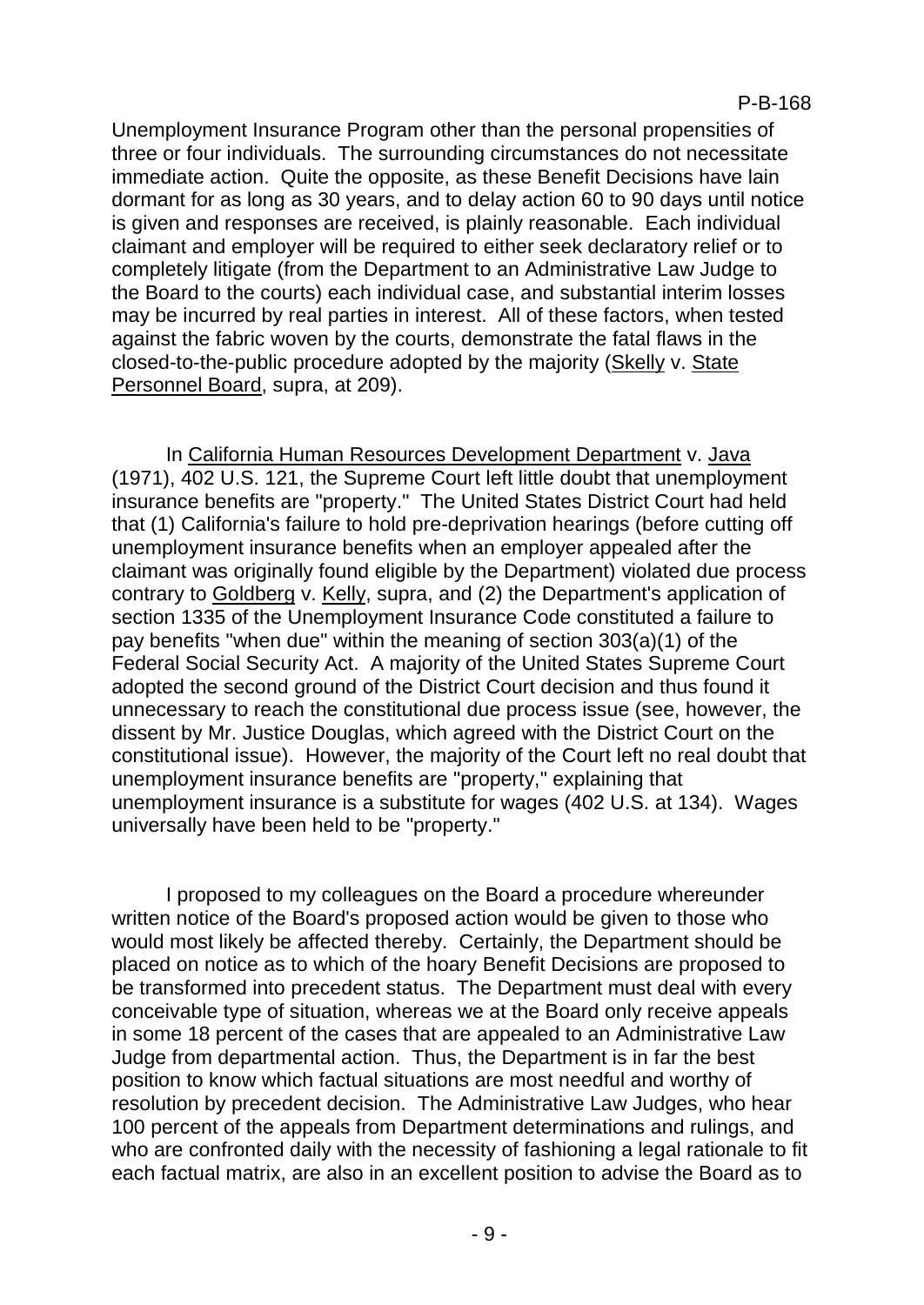Unemployment Insurance Program other than the personal propensities of three or four individuals. The surrounding circumstances do not necessitate immediate action. Quite the opposite, as these Benefit Decisions have lain dormant for as long as 30 years, and to delay action 60 to 90 days until notice is given and responses are received, is plainly reasonable. Each individual claimant and employer will be required to either seek declaratory relief or to completely litigate (from the Department to an Administrative Law Judge to the Board to the courts) each individual case, and substantial interim losses may be incurred by real parties in interest. All of these factors, when tested against the fabric woven by the courts, demonstrate the fatal flaws in the closed-to-the-public procedure adopted by the majority (Skelly v. State Personnel Board, supra, at 209).

In California Human Resources Development Department v. Java (1971), 402 U.S. 121, the Supreme Court left little doubt that unemployment insurance benefits are "property." The United States District Court had held that (1) California's failure to hold pre-deprivation hearings (before cutting off unemployment insurance benefits when an employer appealed after the claimant was originally found eligible by the Department) violated due process contrary to Goldberg v. Kelly, supra, and (2) the Department's application of section 1335 of the Unemployment Insurance Code constituted a failure to pay benefits "when due" within the meaning of section 303(a)(1) of the Federal Social Security Act. A majority of the United States Supreme Court adopted the second ground of the District Court decision and thus found it unnecessary to reach the constitutional due process issue (see, however, the dissent by Mr. Justice Douglas, which agreed with the District Court on the constitutional issue). However, the majority of the Court left no real doubt that unemployment insurance benefits are "property," explaining that unemployment insurance is a substitute for wages (402 U.S. at 134). Wages universally have been held to be "property."

I proposed to my colleagues on the Board a procedure whereunder written notice of the Board's proposed action would be given to those who would most likely be affected thereby. Certainly, the Department should be placed on notice as to which of the hoary Benefit Decisions are proposed to be transformed into precedent status. The Department must deal with every conceivable type of situation, whereas we at the Board only receive appeals in some 18 percent of the cases that are appealed to an Administrative Law Judge from departmental action. Thus, the Department is in far the best position to know which factual situations are most needful and worthy of resolution by precedent decision. The Administrative Law Judges, who hear 100 percent of the appeals from Department determinations and rulings, and who are confronted daily with the necessity of fashioning a legal rationale to fit each factual matrix, are also in an excellent position to advise the Board as to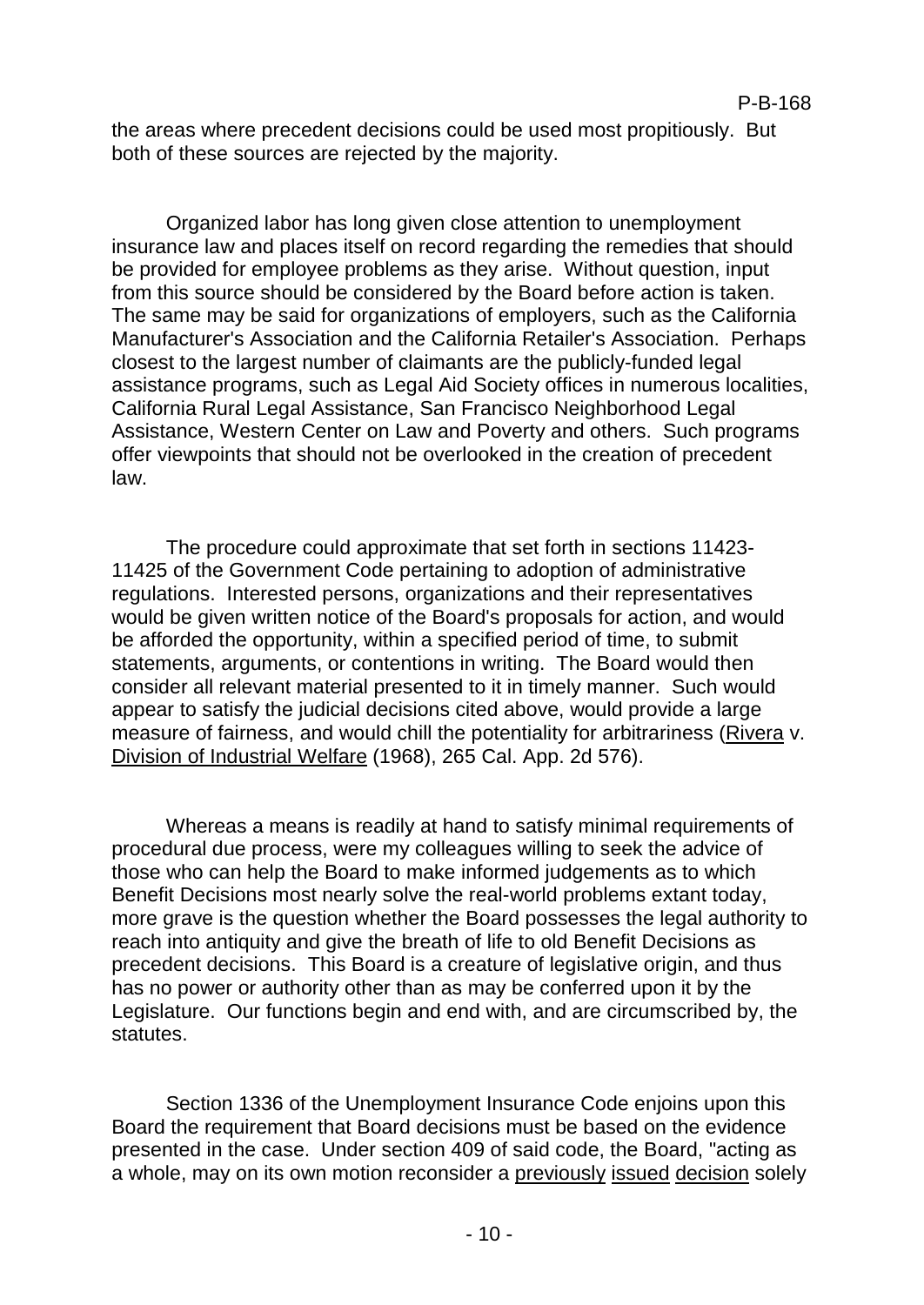the areas where precedent decisions could be used most propitiously. But both of these sources are rejected by the majority.

Organized labor has long given close attention to unemployment insurance law and places itself on record regarding the remedies that should be provided for employee problems as they arise. Without question, input from this source should be considered by the Board before action is taken. The same may be said for organizations of employers, such as the California Manufacturer's Association and the California Retailer's Association. Perhaps closest to the largest number of claimants are the publicly-funded legal assistance programs, such as Legal Aid Society offices in numerous localities, California Rural Legal Assistance, San Francisco Neighborhood Legal Assistance, Western Center on Law and Poverty and others. Such programs offer viewpoints that should not be overlooked in the creation of precedent law.

The procedure could approximate that set forth in sections 11423-11425 of the Government Code pertaining to adoption of administrative regulations. Interested persons, organizations and their representatives would be given written notice of the Board's proposals for action, and would be afforded the opportunity, within a specified period of time, to submit statements, arguments, or contentions in writing. The Board would then consider all relevant material presented to it in timely manner. Such would appear to satisfy the judicial decisions cited above, would provide a large measure of fairness, and would chill the potentiality for arbitrariness (Rivera v. Division of Industrial Welfare (1968), 265 Cal. App. 2d 576).

Whereas a means is readily at hand to satisfy minimal requirements of procedural due process, were my colleagues willing to seek the advice of those who can help the Board to make informed judgements as to which Benefit Decisions most nearly solve the real-world problems extant today, more grave is the question whether the Board possesses the legal authority to reach into antiquity and give the breath of life to old Benefit Decisions as precedent decisions. This Board is a creature of legislative origin, and thus has no power or authority other than as may be conferred upon it by the Legislature. Our functions begin and end with, and are circumscribed by, the statutes.

Section 1336 of the Unemployment Insurance Code enjoins upon this Board the requirement that Board decisions must be based on the evidence presented in the case. Under section 409 of said code, the Board, "acting as a whole, may on its own motion reconsider a previously issued decision solely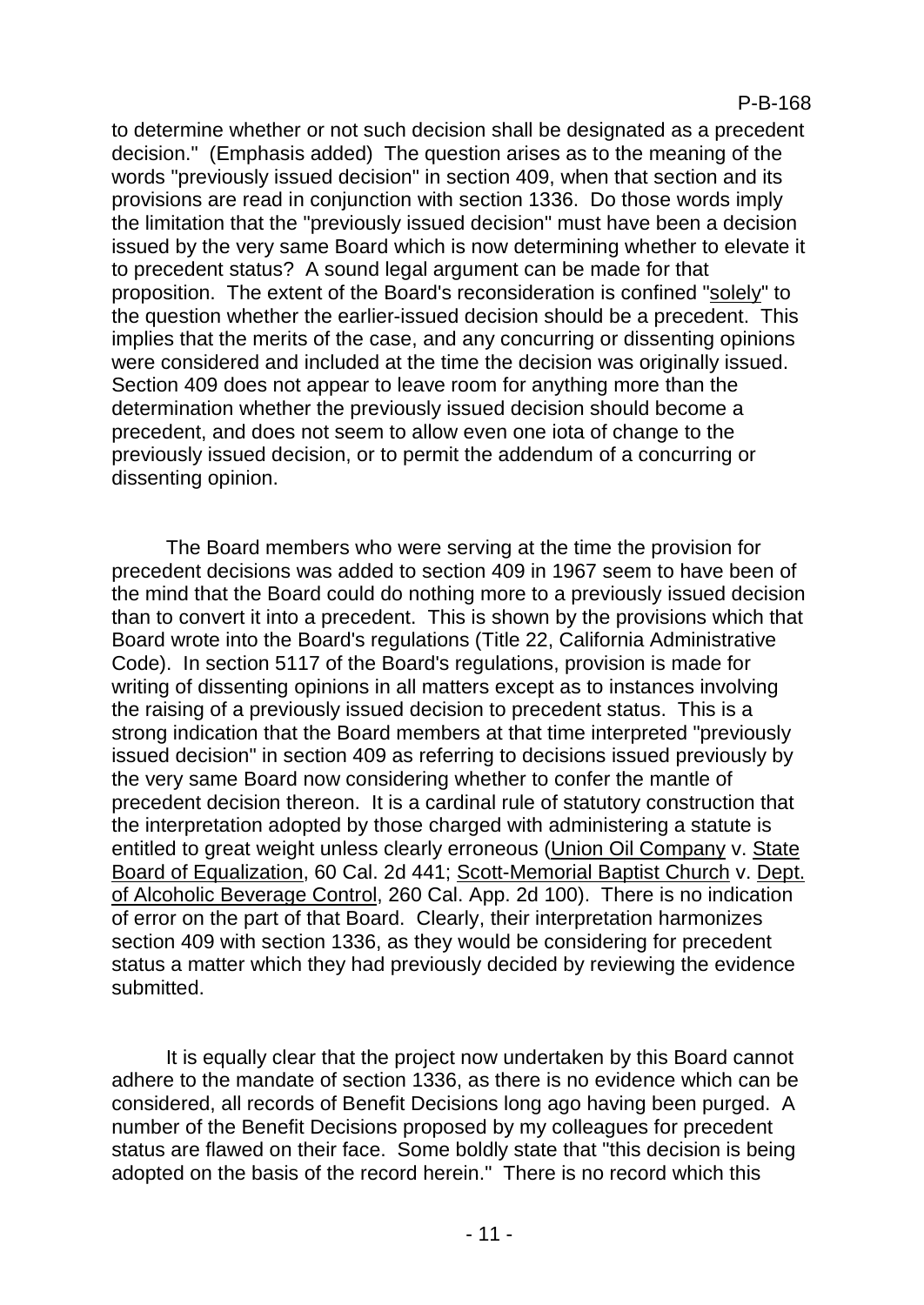to determine whether or not such decision shall be designated as a precedent decision." (Emphasis added) The question arises as to the meaning of the words "previously issued decision" in section 409, when that section and its provisions are read in conjunction with section 1336. Do those words imply the limitation that the "previously issued decision" must have been a decision issued by the very same Board which is now determining whether to elevate it to precedent status? A sound legal argument can be made for that proposition. The extent of the Board's reconsideration is confined "solely" to the question whether the earlier-issued decision should be a precedent. This implies that the merits of the case, and any concurring or dissenting opinions were considered and included at the time the decision was originally issued. Section 409 does not appear to leave room for anything more than the determination whether the previously issued decision should become a precedent, and does not seem to allow even one iota of change to the previously issued decision, or to permit the addendum of a concurring or dissenting opinion.

The Board members who were serving at the time the provision for precedent decisions was added to section 409 in 1967 seem to have been of the mind that the Board could do nothing more to a previously issued decision than to convert it into a precedent. This is shown by the provisions which that Board wrote into the Board's regulations (Title 22, California Administrative Code). In section 5117 of the Board's regulations, provision is made for writing of dissenting opinions in all matters except as to instances involving the raising of a previously issued decision to precedent status. This is a strong indication that the Board members at that time interpreted "previously issued decision" in section 409 as referring to decisions issued previously by the very same Board now considering whether to confer the mantle of precedent decision thereon. It is a cardinal rule of statutory construction that the interpretation adopted by those charged with administering a statute is entitled to great weight unless clearly erroneous (Union Oil Company v. State Board of Equalization, 60 Cal. 2d 441; Scott-Memorial Baptist Church v. Dept. of Alcoholic Beverage Control, 260 Cal. App. 2d 100). There is no indication of error on the part of that Board. Clearly, their interpretation harmonizes section 409 with section 1336, as they would be considering for precedent status a matter which they had previously decided by reviewing the evidence submitted.

It is equally clear that the project now undertaken by this Board cannot adhere to the mandate of section 1336, as there is no evidence which can be considered, all records of Benefit Decisions long ago having been purged. A number of the Benefit Decisions proposed by my colleagues for precedent status are flawed on their face. Some boldly state that "this decision is being adopted on the basis of the record herein." There is no record which this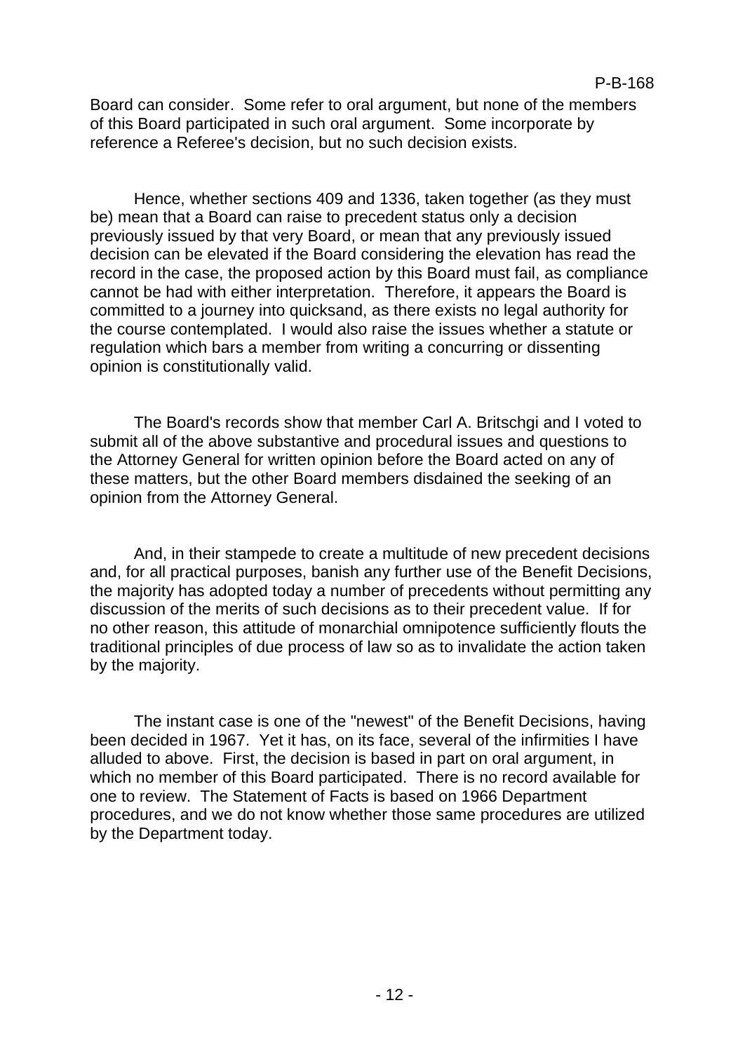Board can consider. Some refer to oral argument, but none of the members of this Board participated in such oral argument. Some incorporate by reference a Referee's decision, but no such decision exists.

Hence, whether sections 409 and 1336, taken together (as they must be) mean that a Board can raise to precedent status only a decision previously issued by that very Board, or mean that any previously issued decision can be elevated if the Board considering the elevation has read the record in the case, the proposed action by this Board must fail, as compliance cannot be had with either interpretation. Therefore, it appears the Board is committed to a journey into quicksand, as there exists no legal authority for the course contemplated. I would also raise the issues whether a statute or regulation which bars a member from writing a concurring or dissenting opinion is constitutionally valid.

The Board's records show that member Carl A. Britschgi and I voted to submit all of the above substantive and procedural issues and questions to the Attorney General for written opinion before the Board acted on any of these matters, but the other Board members disdained the seeking of an opinion from the Attorney General.

And, in their stampede to create a multitude of new precedent decisions and, for all practical purposes, banish any further use of the Benefit Decisions, the majority has adopted today a number of precedents without permitting any discussion of the merits of such decisions as to their precedent value. If for no other reason, this attitude of monarchial omnipotence sufficiently flouts the traditional principles of due process of law so as to invalidate the action taken by the majority.

The instant case is one of the "newest" of the Benefit Decisions, having been decided in 1967. Yet it has, on its face, several of the infirmities I have alluded to above. First, the decision is based in part on oral argument, in which no member of this Board participated. There is no record available for one to review. The Statement of Facts is based on 1966 Department procedures, and we do not know whether those same procedures are utilized by the Department today.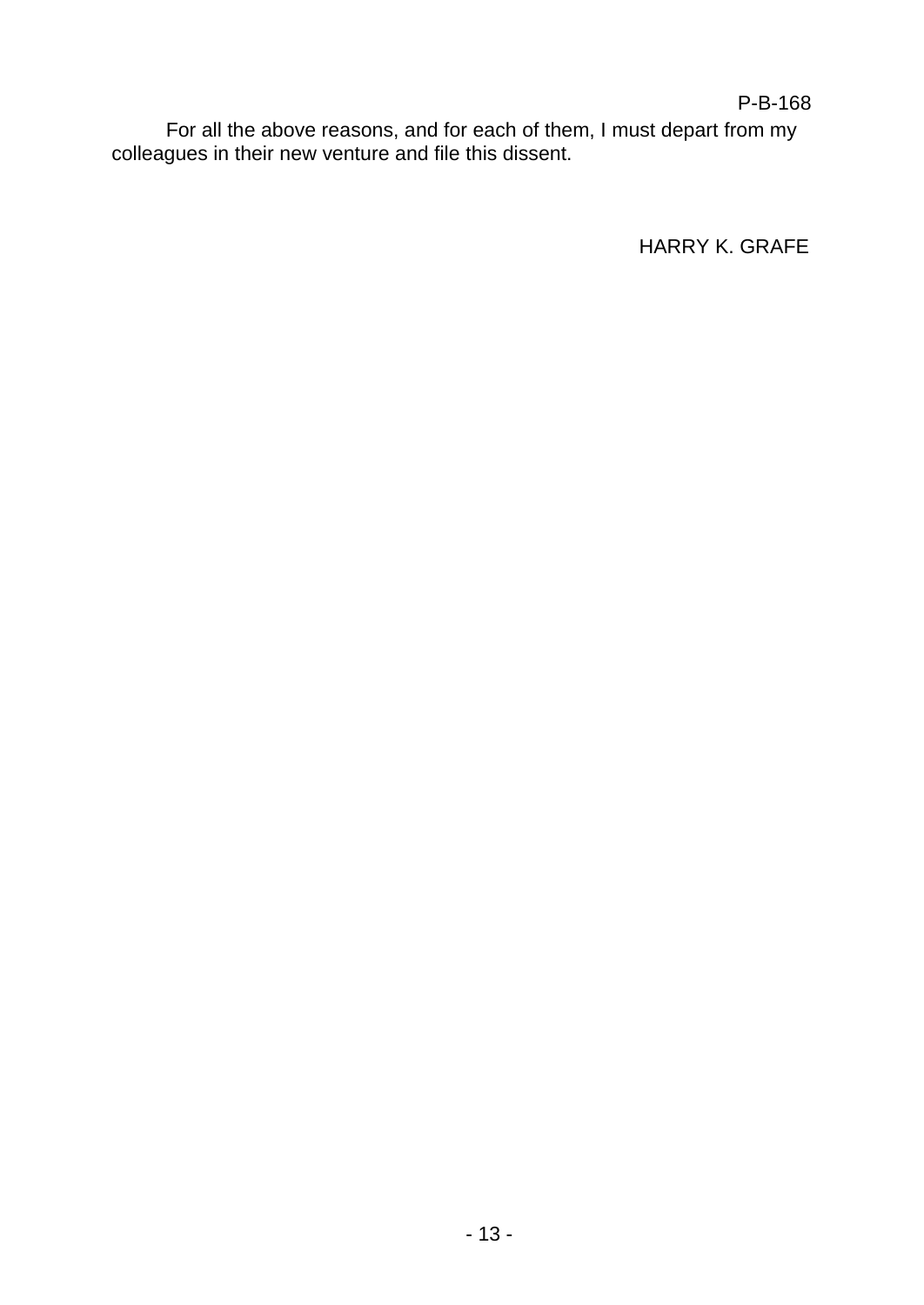For all the above reasons, and for each of them, I must depart from my colleagues in their new venture and file this dissent.

HARRY K. GRAFE